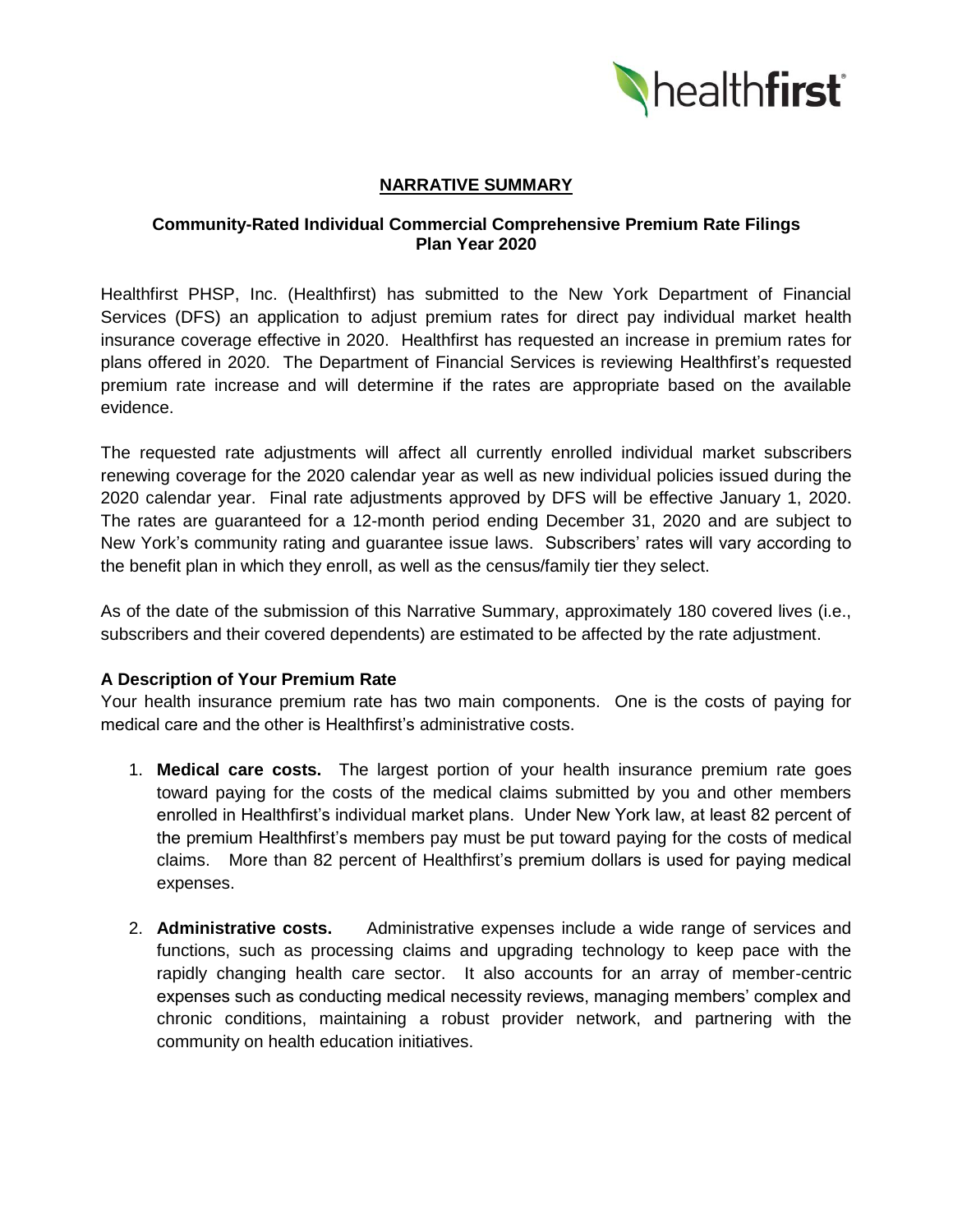# NARRATIVE SUMMARY

## Community-Rated Individual Commercial Comprehensive Premium Rate Filings
## Plan Year 2020

Healthfirst PHSP, Inc. (Healthfirst) has submitted to the New York Department of Financial Services (DFS) an application to adjust premium rates for direct pay individual market health insurance coverage effective in 2020. Healthfirst has requested an increase in premium rates for plans offered in 2020. The Department of Financial Services is reviewing Healthfirst's requested premium rate increase and will determine if the rates are appropriate based on the available evidence.

The requested rate adjustments will affect all currently enrolled individual market subscribers renewing coverage for the 2020 calendar year as well as new individual policies issued during the 2020 calendar year. Final rate adjustments approved by DFS will be effective January 1, 2020. The rates are guaranteed for a 12-month period ending December 31, 2020 and are subject to New York's community rating and guarantee issue laws. Subscribers' rates will vary according to the benefit plan in which they enroll, as well as the census/family tier they select.

As of the date of the submission of this Narrative Summary, approximately 180 covered lives (i.e., subscribers and their covered dependents) are estimated to be affected by the rate adjustment.

### A Description of Your Premium Rate

Your health insurance premium rate has two main components. One is the costs of paying for medical care and the other is Healthfirst's administrative costs.

1. **Medical care costs.** The largest portion of your health insurance premium rate goes toward paying for the costs of the medical claims submitted by you and other members enrolled in Healthfirst's individual market plans. Under New York law, at least 82 percent of the premium Healthfirst's members pay must be put toward paying for the costs of medical claims. More than 82 percent of Healthfirst's premium dollars is used for paying medical expenses.

2. **Administrative costs.** Administrative expenses include a wide range of services and functions, such as processing claims and upgrading technology to keep pace with the rapidly changing health care sector. It also accounts for an array of member-centric expenses such as conducting medical necessity reviews, managing members' complex and chronic conditions, maintaining a robust provider network, and partnering with the community on health education initiatives.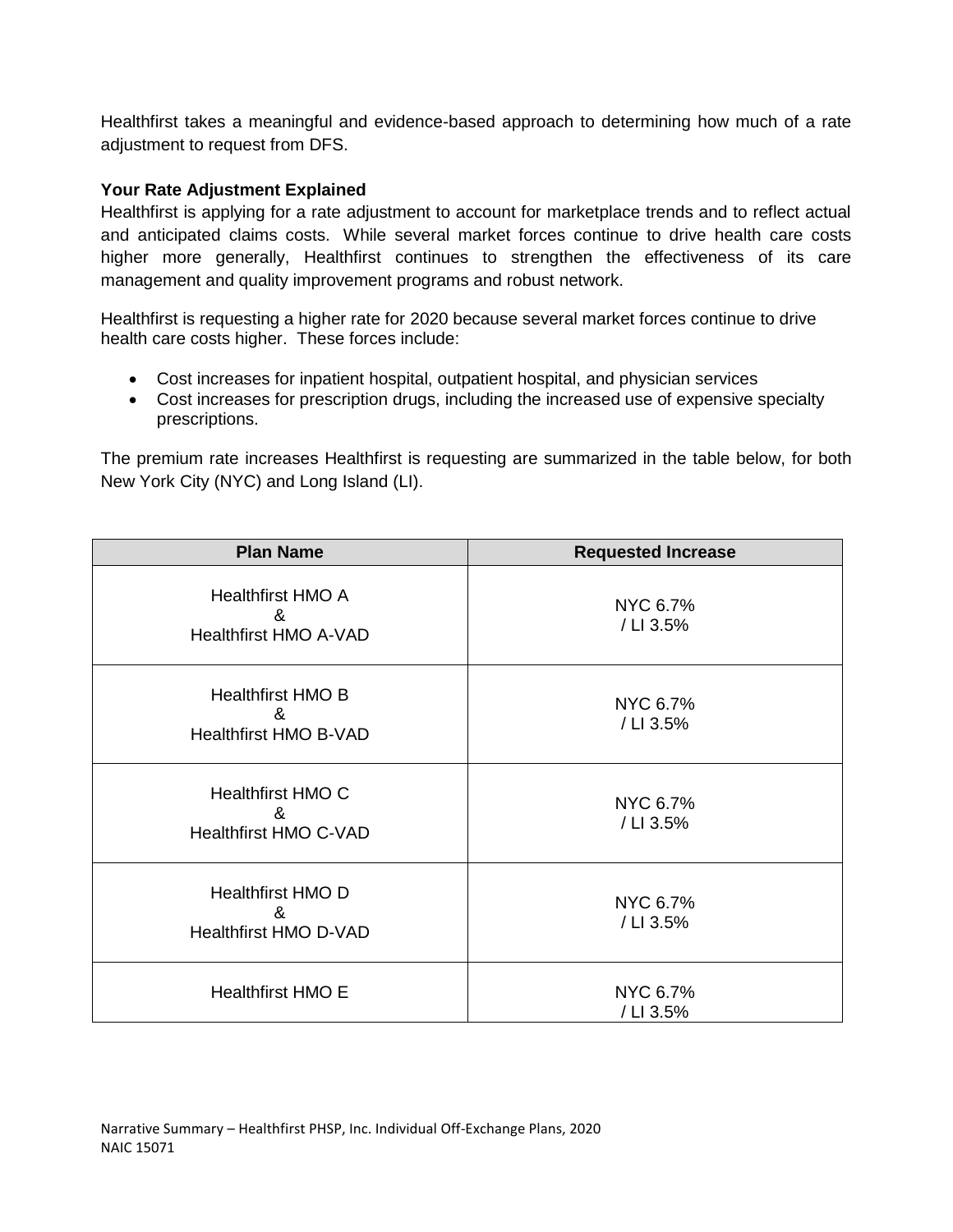Healthfirst takes a meaningful and evidence-based approach to determining how much of a rate adjustment to request from DFS.

**Your Rate Adjustment Explained**

Healthfirst is applying for a rate adjustment to account for marketplace trends and to reflect actual and anticipated claims costs. While several market forces continue to drive health care costs higher more generally, Healthfirst continues to strengthen the effectiveness of its care management and quality improvement programs and robust network.

Healthfirst is requesting a higher rate for 2020 because several market forces continue to drive health care costs higher. These forces include:

- Cost increases for inpatient hospital, outpatient hospital, and physician services
- Cost increases for prescription drugs, including the increased use of expensive specialty prescriptions.

The premium rate increases Healthfirst is requesting are summarized in the table below, for both New York City (NYC) and Long Island (LI).

| Plan Name | Requested Increase |
|---|---|
| Healthfirst HMO A & Healthfirst HMO A-VAD | NYC 6.7% / LI 3.5% |
| Healthfirst HMO B & Healthfirst HMO B-VAD | NYC 6.7% / LI 3.5% |
| Healthfirst HMO C & Healthfirst HMO C-VAD | NYC 6.7% / LI 3.5% |
| Healthfirst HMO D & Healthfirst HMO D-VAD | NYC 6.7% / LI 3.5% |
| Healthfirst HMO E | NYC 6.7% / LI 3.5% |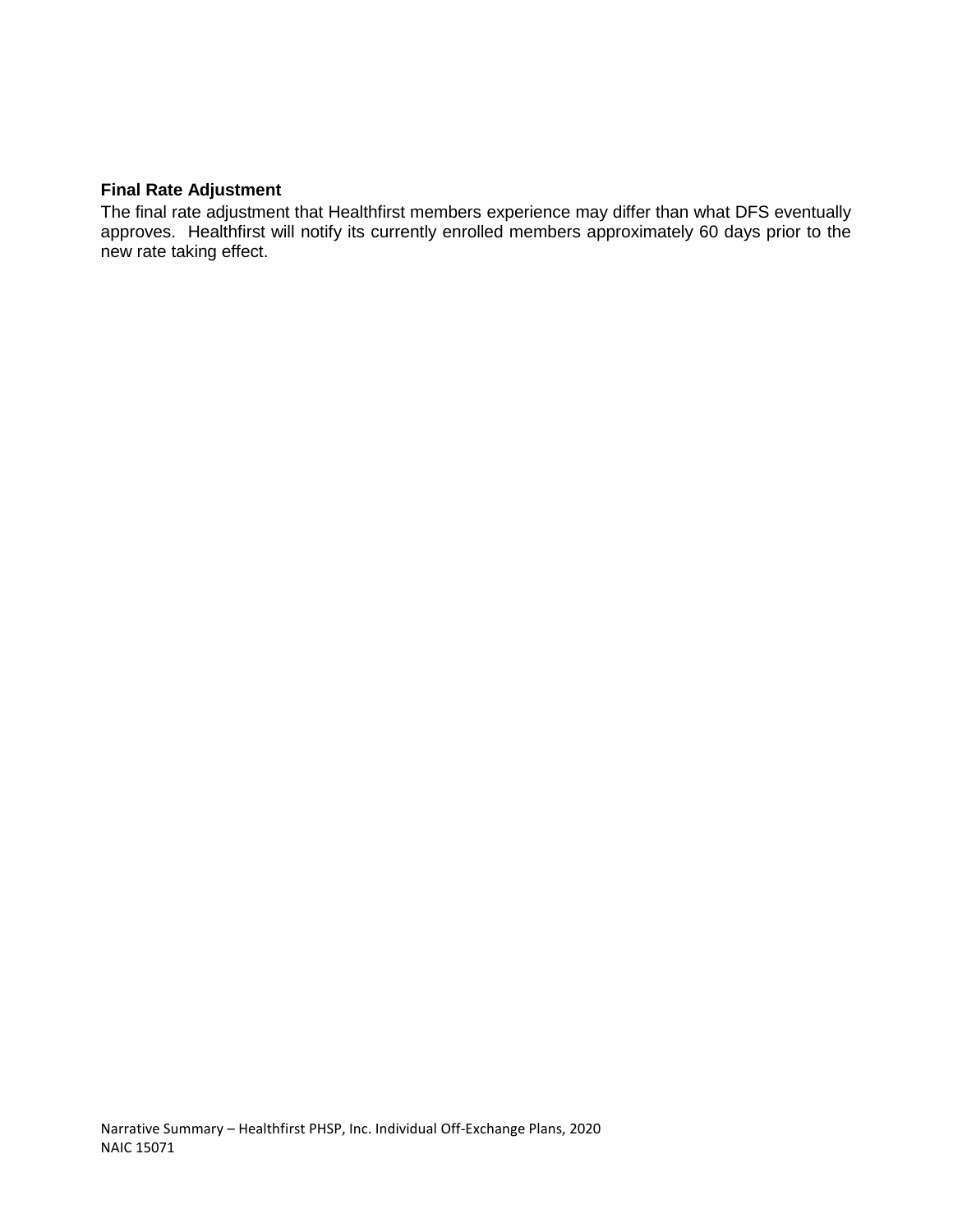**Final Rate Adjustment**

The final rate adjustment that Healthfirst members experience may differ than what DFS eventually approves. Healthfirst will notify its currently enrolled members approximately 60 days prior to the new rate taking effect.